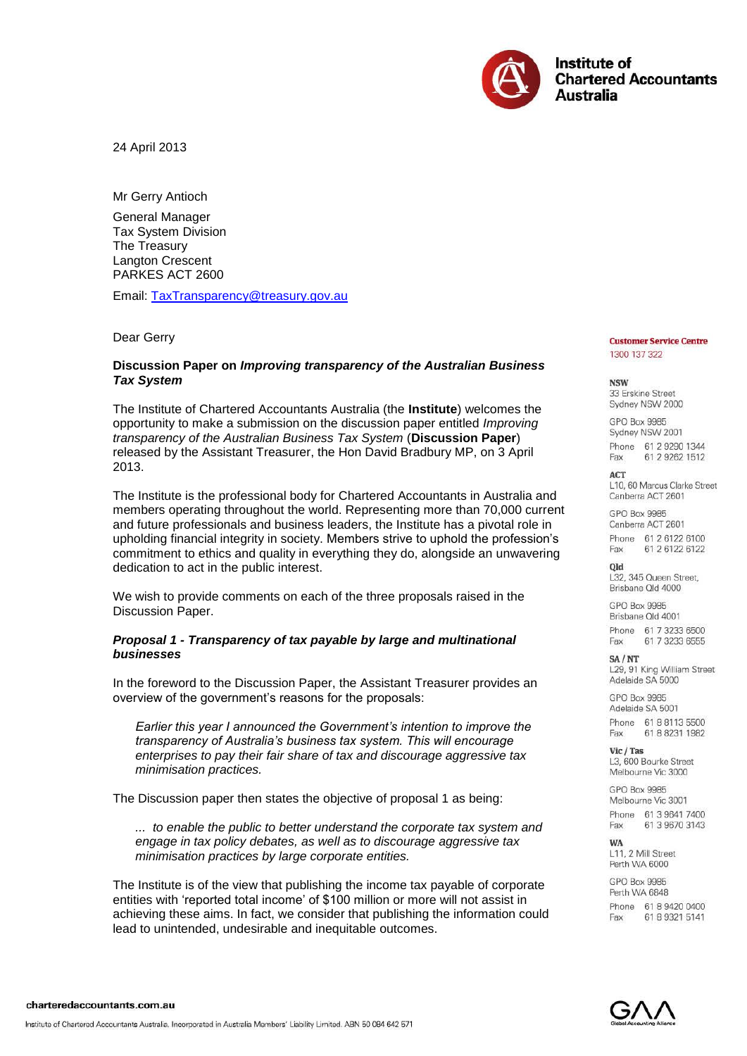Institute of Chartered Accountants Australia

24 April 2013

Mr Gerry Antioch

General Manager
Tax System Division
The Treasury
Langton Crescent
PARKES ACT 2600

Email: TaxTransparency@treasury.gov.au

Dear Gerry

**Discussion Paper on *Improving transparency of the Australian Business Tax System***

The Institute of Chartered Accountants Australia (the **Institute**) welcomes the opportunity to make a submission on the discussion paper entitled *Improving transparency of the Australian Business Tax System* (**Discussion Paper**) released by the Assistant Treasurer, the Hon David Bradbury MP, on 3 April 2013.

The Institute is the professional body for Chartered Accountants in Australia and members operating throughout the world. Representing more than 70,000 current and future professionals and business leaders, the Institute has a pivotal role in upholding financial integrity in society. Members strive to uphold the profession's commitment to ethics and quality in everything they do, alongside an unwavering dedication to act in the public interest.

We wish to provide comments on each of the three proposals raised in the Discussion Paper.

***Proposal 1 - Transparency of tax payable by large and multinational businesses***

In the foreword to the Discussion Paper, the Assistant Treasurer provides an overview of the government's reasons for the proposals:

> *Earlier this year I announced the Government's intention to improve the transparency of Australia's business tax system. This will encourage enterprises to pay their fair share of tax and discourage aggressive tax minimisation practices.*

The Discussion paper then states the objective of proposal 1 as being:

> *... to enable the public to better understand the corporate tax system and engage in tax policy debates, as well as to discourage aggressive tax minimisation practices by large corporate entities.*

The Institute is of the view that publishing the income tax payable of corporate entities with 'reported total income' of \$100 million or more will not assist in achieving these aims. In fact, we consider that publishing the information could lead to unintended, undesirable and inequitable outcomes.

**Customer Service Centre**
1300 137 322

**NSW**
33 Erskine Street
Sydney NSW 2000

GPO Box 9985
Sydney NSW 2001

Phone 61 2 9290 1344
Fax 61 2 9262 1512

**ACT**
L10, 60 Marcus Clarke Street
Canberra ACT 2601

GPO Box 9985
Canberra ACT 2601

Phone 61 2 6122 6100
Fax 61 2 6122 6122

**Qld**
L32, 345 Queen Street,
Brisbane Qld 4000

GPO Box 9985
Brisbane Qld 4001

Phone 61 7 3233 6500
Fax 61 7 3233 6555

**SA / NT**
L29, 91 King William Street
Adelaide SA 5000

GPO Box 9985
Adelaide SA 5001

Phone 61 8 8113 5500
Fax 61 8 8231 1982

**Vic / Tas**
L3, 600 Bourke Street
Melbourne Vic 3000

GPO Box 9985
Melbourne Vic 3001

Phone 61 3 9641 7400
Fax 61 3 9670 3143

**WA**
L11, 2 Mill Street
Perth WA 6000

GPO Box 9985
Perth WA 6848

Phone 61 8 9420 0400
Fax 61 8 9321 5141

charteredaccountants.com.au

Institute of Chartered Accountants Australia. Incorporated in Australia Members' Liability Limited. ABN 50 084 642 571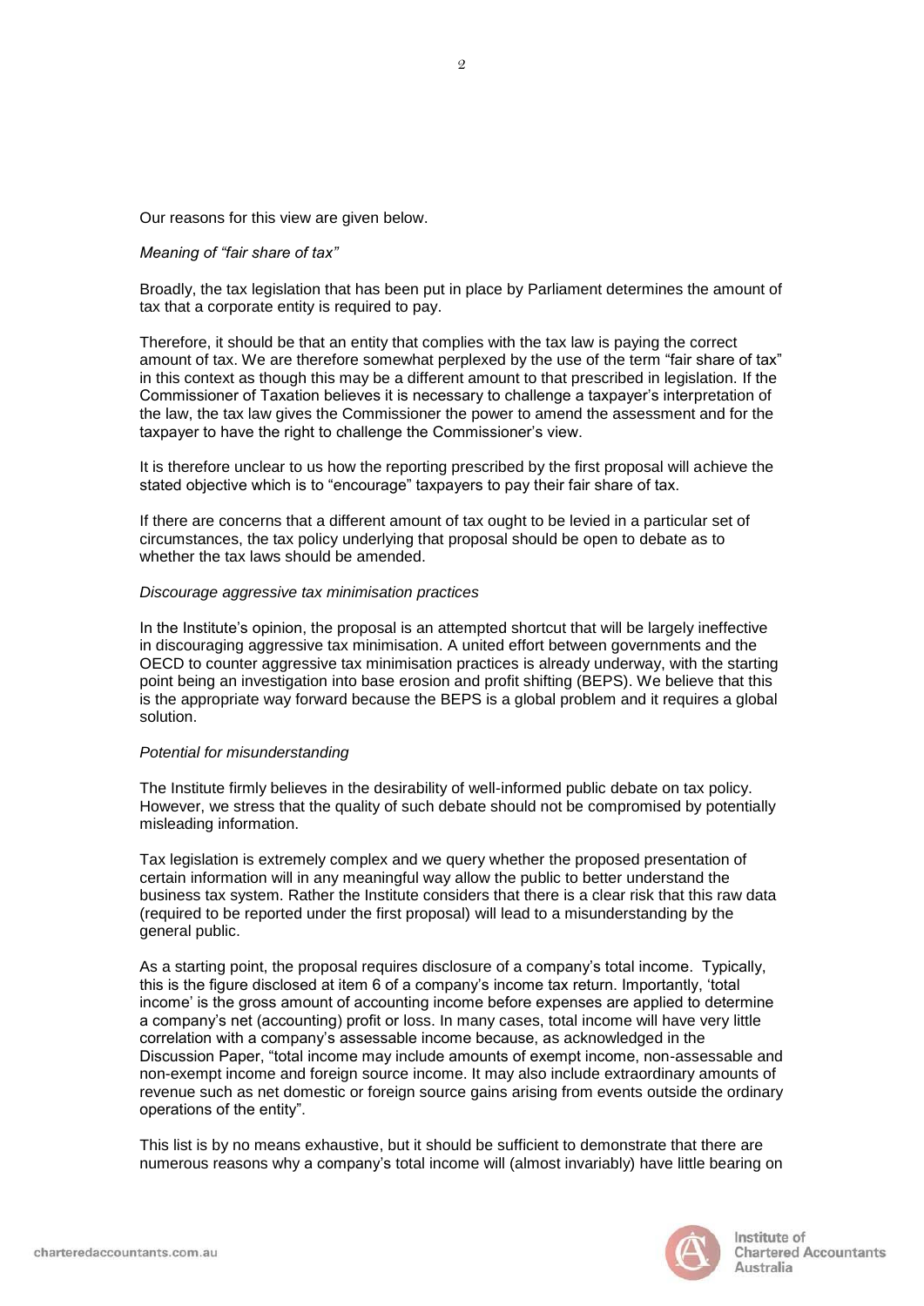Our reasons for this view are given below.

*Meaning of “fair share of tax”*

Broadly, the tax legislation that has been put in place by Parliament determines the amount of tax that a corporate entity is required to pay.

Therefore, it should be that an entity that complies with the tax law is paying the correct amount of tax. We are therefore somewhat perplexed by the use of the term “fair share of tax” in this context as though this may be a different amount to that prescribed in legislation. If the Commissioner of Taxation believes it is necessary to challenge a taxpayer’s interpretation of the law, the tax law gives the Commissioner the power to amend the assessment and for the taxpayer to have the right to challenge the Commissioner’s view.

It is therefore unclear to us how the reporting prescribed by the first proposal will achieve the stated objective which is to “encourage” taxpayers to pay their fair share of tax.

If there are concerns that a different amount of tax ought to be levied in a particular set of circumstances, the tax policy underlying that proposal should be open to debate as to whether the tax laws should be amended.

*Discourage aggressive tax minimisation practices*

In the Institute’s opinion, the proposal is an attempted shortcut that will be largely ineffective in discouraging aggressive tax minimisation. A united effort between governments and the OECD to counter aggressive tax minimisation practices is already underway, with the starting point being an investigation into base erosion and profit shifting (BEPS). We believe that this is the appropriate way forward because the BEPS is a global problem and it requires a global solution.

*Potential for misunderstanding*

The Institute firmly believes in the desirability of well-informed public debate on tax policy. However, we stress that the quality of such debate should not be compromised by potentially misleading information.

Tax legislation is extremely complex and we query whether the proposed presentation of certain information will in any meaningful way allow the public to better understand the business tax system. Rather the Institute considers that there is a clear risk that this raw data (required to be reported under the first proposal) will lead to a misunderstanding by the general public.

As a starting point, the proposal requires disclosure of a company’s total income. Typically, this is the figure disclosed at item 6 of a company’s income tax return. Importantly, ‘total income’ is the gross amount of accounting income before expenses are applied to determine a company’s net (accounting) profit or loss. In many cases, total income will have very little correlation with a company’s assessable income because, as acknowledged in the Discussion Paper, “total income may include amounts of exempt income, non-assessable and non-exempt income and foreign source income. It may also include extraordinary amounts of revenue such as net domestic or foreign source gains arising from events outside the ordinary operations of the entity”.

This list is by no means exhaustive, but it should be sufficient to demonstrate that there are numerous reasons why a company’s total income will (almost invariably) have little bearing on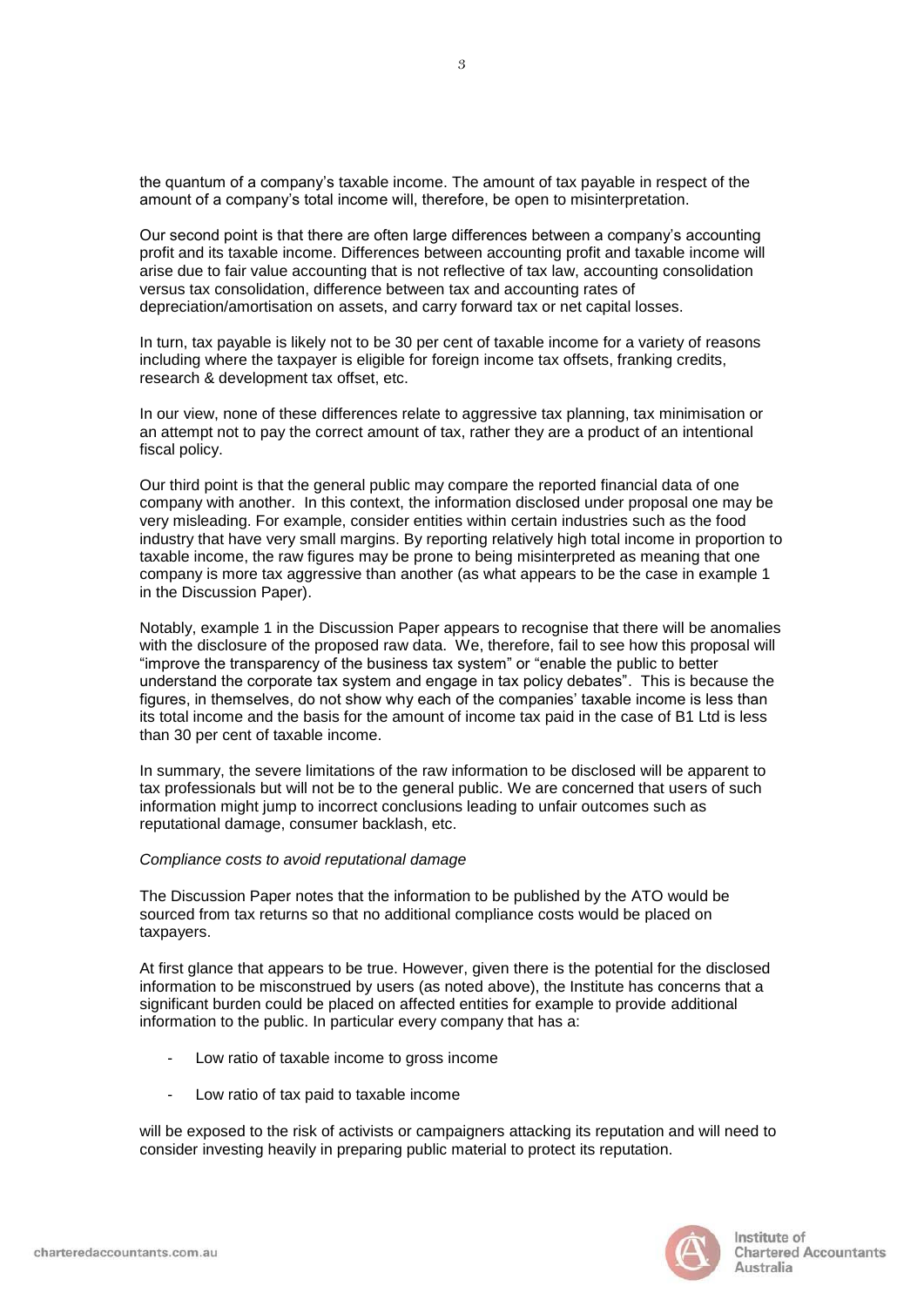the quantum of a company's taxable income. The amount of tax payable in respect of the amount of a company's total income will, therefore, be open to misinterpretation.

Our second point is that there are often large differences between a company's accounting profit and its taxable income. Differences between accounting profit and taxable income will arise due to fair value accounting that is not reflective of tax law, accounting consolidation versus tax consolidation, difference between tax and accounting rates of depreciation/amortisation on assets, and carry forward tax or net capital losses.

In turn, tax payable is likely not to be 30 per cent of taxable income for a variety of reasons including where the taxpayer is eligible for foreign income tax offsets, franking credits, research & development tax offset, etc.

In our view, none of these differences relate to aggressive tax planning, tax minimisation or an attempt not to pay the correct amount of tax, rather they are a product of an intentional fiscal policy.

Our third point is that the general public may compare the reported financial data of one company with another. In this context, the information disclosed under proposal one may be very misleading. For example, consider entities within certain industries such as the food industry that have very small margins. By reporting relatively high total income in proportion to taxable income, the raw figures may be prone to being misinterpreted as meaning that one company is more tax aggressive than another (as what appears to be the case in example 1 in the Discussion Paper).

Notably, example 1 in the Discussion Paper appears to recognise that there will be anomalies with the disclosure of the proposed raw data. We, therefore, fail to see how this proposal will "improve the transparency of the business tax system" or "enable the public to better understand the corporate tax system and engage in tax policy debates". This is because the figures, in themselves, do not show why each of the companies' taxable income is less than its total income and the basis for the amount of income tax paid in the case of B1 Ltd is less than 30 per cent of taxable income.

In summary, the severe limitations of the raw information to be disclosed will be apparent to tax professionals but will not be to the general public. We are concerned that users of such information might jump to incorrect conclusions leading to unfair outcomes such as reputational damage, consumer backlash, etc.

*Compliance costs to avoid reputational damage*

The Discussion Paper notes that the information to be published by the ATO would be sourced from tax returns so that no additional compliance costs would be placed on taxpayers.

At first glance that appears to be true. However, given there is the potential for the disclosed information to be misconstrued by users (as noted above), the Institute has concerns that a significant burden could be placed on affected entities for example to provide additional information to the public. In particular every company that has a:

- Low ratio of taxable income to gross income
- Low ratio of tax paid to taxable income

will be exposed to the risk of activists or campaigners attacking its reputation and will need to consider investing heavily in preparing public material to protect its reputation.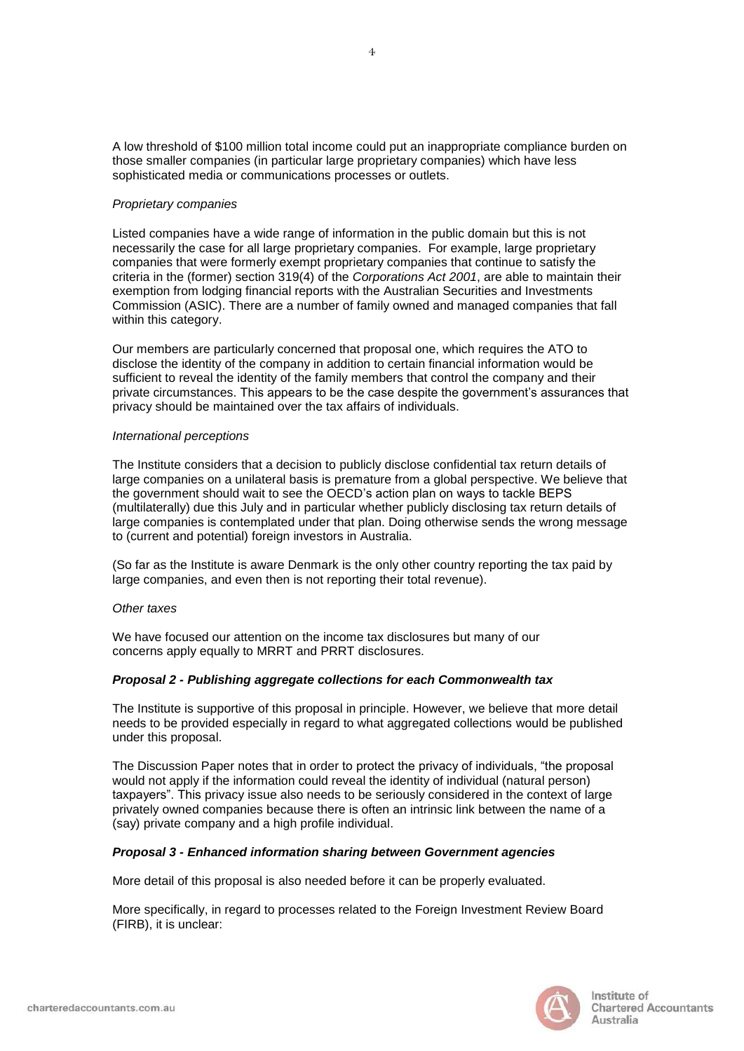A low threshold of $100 million total income could put an inappropriate compliance burden on those smaller companies (in particular large proprietary companies) which have less sophisticated media or communications processes or outlets.

*Proprietary companies*

Listed companies have a wide range of information in the public domain but this is not necessarily the case for all large proprietary companies. For example, large proprietary companies that were formerly exempt proprietary companies that continue to satisfy the criteria in the (former) section 319(4) of the *Corporations Act 2001*, are able to maintain their exemption from lodging financial reports with the Australian Securities and Investments Commission (ASIC). There are a number of family owned and managed companies that fall within this category.

Our members are particularly concerned that proposal one, which requires the ATO to disclose the identity of the company in addition to certain financial information would be sufficient to reveal the identity of the family members that control the company and their private circumstances. This appears to be the case despite the government's assurances that privacy should be maintained over the tax affairs of individuals.

*International perceptions*

The Institute considers that a decision to publicly disclose confidential tax return details of large companies on a unilateral basis is premature from a global perspective. We believe that the government should wait to see the OECD's action plan on ways to tackle BEPS (multilaterally) due this July and in particular whether publicly disclosing tax return details of large companies is contemplated under that plan. Doing otherwise sends the wrong message to (current and potential) foreign investors in Australia.

(So far as the Institute is aware Denmark is the only other country reporting the tax paid by large companies, and even then is not reporting their total revenue).

*Other taxes*

We have focused our attention on the income tax disclosures but many of our concerns apply equally to MRRT and PRRT disclosures.

### *Proposal 2 - Publishing aggregate collections for each Commonwealth tax*

The Institute is supportive of this proposal in principle. However, we believe that more detail needs to be provided especially in regard to what aggregated collections would be published under this proposal.

The Discussion Paper notes that in order to protect the privacy of individuals, "the proposal would not apply if the information could reveal the identity of individual (natural person) taxpayers". This privacy issue also needs to be seriously considered in the context of large privately owned companies because there is often an intrinsic link between the name of a (say) private company and a high profile individual.

### *Proposal 3 - Enhanced information sharing between Government agencies*

More detail of this proposal is also needed before it can be properly evaluated.

More specifically, in regard to processes related to the Foreign Investment Review Board (FIRB), it is unclear: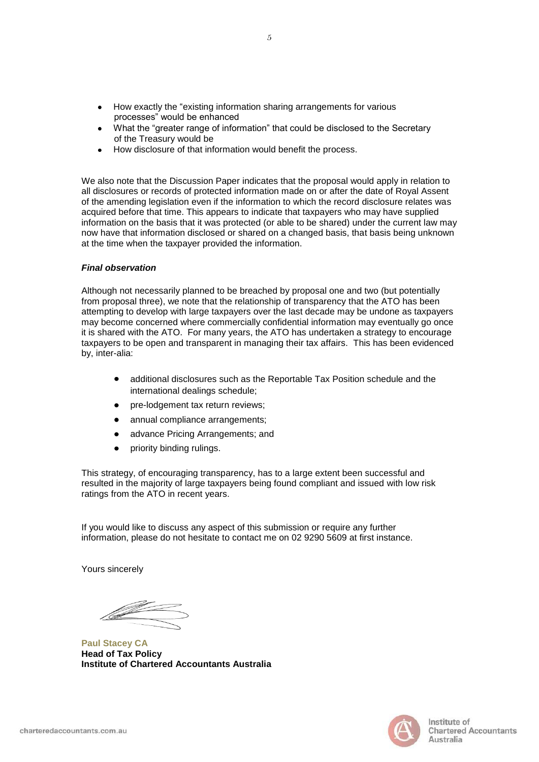- How exactly the "existing information sharing arrangements for various processes" would be enhanced
- What the "greater range of information" that could be disclosed to the Secretary of the Treasury would be
- How disclosure of that information would benefit the process.

We also note that the Discussion Paper indicates that the proposal would apply in relation to all disclosures or records of protected information made on or after the date of Royal Assent of the amending legislation even if the information to which the record disclosure relates was acquired before that time. This appears to indicate that taxpayers who may have supplied information on the basis that it was protected (or able to be shared) under the current law may now have that information disclosed or shared on a changed basis, that basis being unknown at the time when the taxpayer provided the information.

***Final observation***

Although not necessarily planned to be breached by proposal one and two (but potentially from proposal three), we note that the relationship of transparency that the ATO has been attempting to develop with large taxpayers over the last decade may be undone as taxpayers may become concerned where commercially confidential information may eventually go once it is shared with the ATO. For many years, the ATO has undertaken a strategy to encourage taxpayers to be open and transparent in managing their tax affairs. This has been evidenced by, inter-alia:

- additional disclosures such as the Reportable Tax Position schedule and the international dealings schedule;
- pre-lodgement tax return reviews;
- annual compliance arrangements;
- advance Pricing Arrangements; and
- priority binding rulings.

This strategy, of encouraging transparency, has to a large extent been successful and resulted in the majority of large taxpayers being found compliant and issued with low risk ratings from the ATO in recent years.

If you would like to discuss any aspect of this submission or require any further information, please do not hesitate to contact me on 02 9290 5609 at first instance.

Yours sincerely

**Paul Stacey CA**
**Head of Tax Policy**
**Institute of Chartered Accountants Australia**